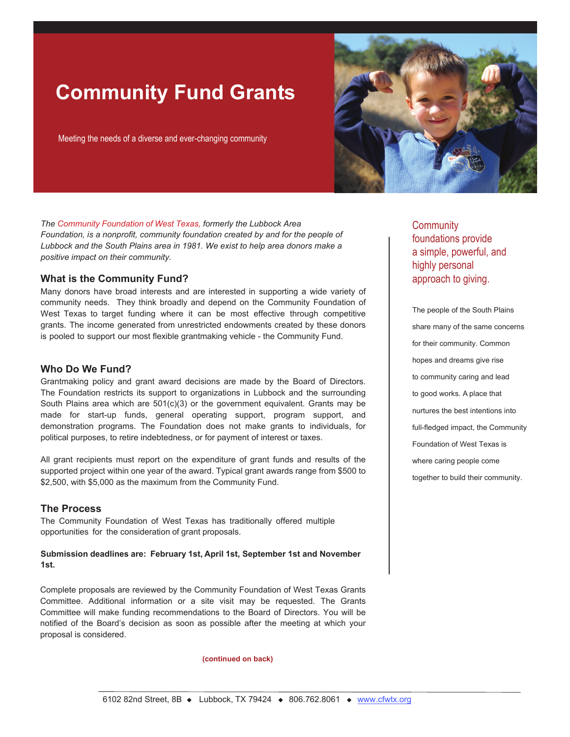# Community Fund Grants

Meeting the needs of a diverse and ever-changing community

*The Community Foundation of West Texas, formerly the Lubbock Area Foundation, is a nonprofit, community foundation created by and for the people of Lubbock and the South Plains area in 1981. We exist to help area donors make a positive impact on their community.*

## What is the Community Fund?

Many donors have broad interests and are interested in supporting a wide variety of community needs. They think broadly and depend on the Community Foundation of West Texas to target funding where it can be most effective through competitive grants. The income generated from unrestricted endowments created by these donors is pooled to support our most flexible grantmaking vehicle - the Community Fund.

## Who Do We Fund?

Grantmaking policy and grant award decisions are made by the Board of Directors. The Foundation restricts its support to organizations in Lubbock and the surrounding South Plains area which are 501(c)(3) or the government equivalent. Grants may be made for start-up funds, general operating support, program support, and demonstration programs. The Foundation does not make grants to individuals, for political purposes, to retire indebtedness, or for payment of interest or taxes.

All grant recipients must report on the expenditure of grant funds and results of the supported project within one year of the award. Typical grant awards range from $500 to $2,500, with $5,000 as the maximum from the Community Fund.

## The Process

The Community Foundation of West Texas has traditionally offered multiple opportunities for the consideration of grant proposals.

**Submission deadlines are: February 1st, April 1st, September 1st and November 1st.**

Complete proposals are reviewed by the Community Foundation of West Texas Grants Committee. Additional information or a site visit may be requested. The Grants Committee will make funding recommendations to the Board of Directors. You will be notified of the Board's decision as soon as possible after the meeting at which your proposal is considered.

**(continued on back)**

Community foundations provide a simple, powerful, and highly personal approach to giving.

The people of the South Plains share many of the same concerns for their community. Common hopes and dreams give rise to community caring and lead to good works. A place that nurtures the best intentions into full-fledged impact, the Community Foundation of West Texas is where caring people come together to build their community.

6102 82nd Street, 8B ◆ Lubbock, TX 79424 ◆ 806.762.8061 ◆ www.cfwtx.org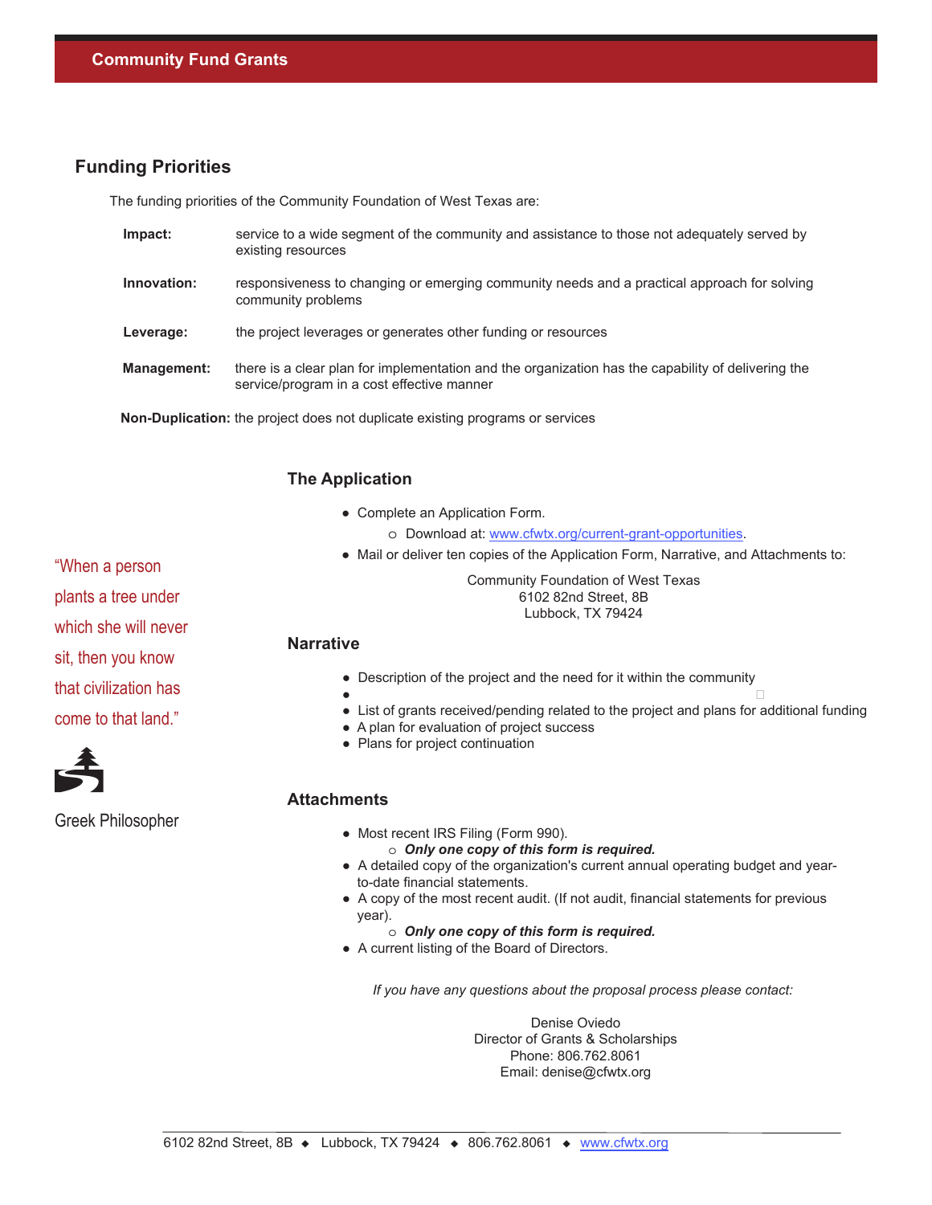## Community Fund Grants

### Funding Priorities

The funding priorities of the Community Foundation of West Texas are:

**Impact:** service to a wide segment of the community and assistance to those not adequately served by existing resources

**Innovation:** responsiveness to changing or emerging community needs and a practical approach for solving community problems

**Leverage:** the project leverages or generates other funding or resources

**Management:** there is a clear plan for implementation and the organization has the capability of delivering the service/program in a cost effective manner

**Non-Duplication:** the project does not duplicate existing programs or services

"When a person plants a tree under which she will never sit, then you know that civilization has come to that land."

Greek Philosopher

### The Application

- Complete an Application Form.
  - Download at: [www.cfwtx.org/current-grant-opportunities](www.cfwtx.org/current-grant-opportunities).
- Mail or deliver ten copies of the Application Form, Narrative, and Attachments to:

Community Foundation of West Texas
6102 82nd Street, 8B
Lubbock, TX 79424

### Narrative

- Description of the project and the need for it within the community
- 
- List of grants received/pending related to the project and plans for additional funding
- A plan for evaluation of project success
- Plans for project continuation

### Attachments

- Most recent IRS Filing (Form 990).
  - ***Only one copy of this form is required.***
- A detailed copy of the organization's current annual operating budget and year-to-date financial statements.
- A copy of the most recent audit. (If not audit, financial statements for previous year).
  - ***Only one copy of this form is required.***
- A current listing of the Board of Directors.

*If you have any questions about the proposal process please contact:*

Denise Oviedo
Director of Grants & Scholarships
Phone: 806.762.8061
Email: denise@cfwtx.org

6102 82nd Street, 8B ◆ Lubbock, TX 79424 ◆ 806.762.8061 ◆ [www.cfwtx.org](www.cfwtx.org)